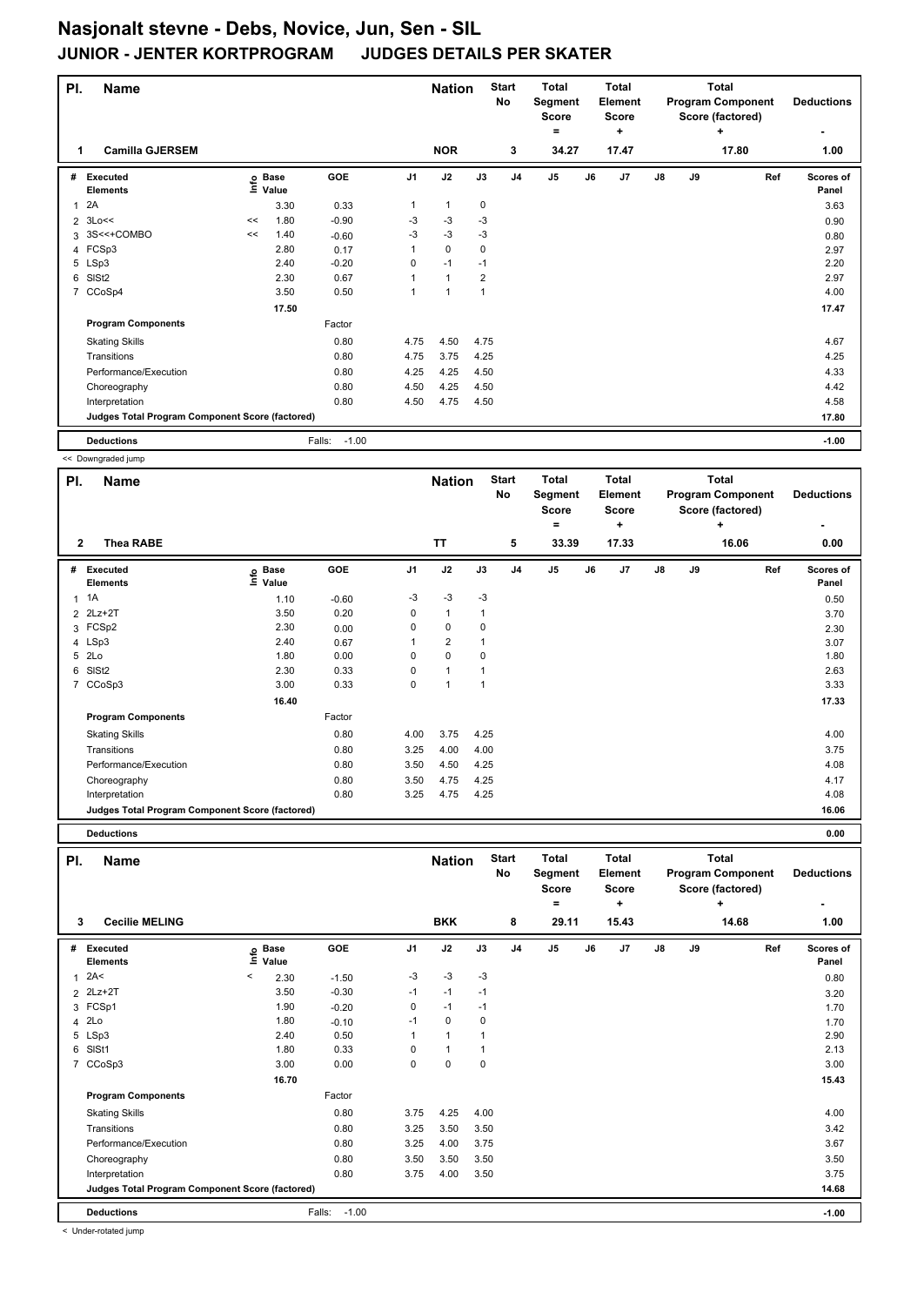# Nasjonalt stevne - Debs, Novice, Jun, Sen - SIL

## JUNIOR - JENTER KORTPROGRAM JUDGES DETAILS PER SKATER

| Pl. | Name | Nation | Start No | Total Segment Score = | Total Element Score + | Total Program Component Score (factored) + | Deductions - |
|---|---|---|---|---|---|---|---|
| 1 | Camilla GJERSEM | NOR | 3 | 34.27 | 17.47 | 17.80 | 1.00 |

| # | Executed Elements | Info | Base Value | GOE | J1 | J2 | J3 | J4 | J5 | J6 | J7 | J8 | J9 | Ref | Scores of Panel |
|---|---|---|---|---|---|---|---|---|---|---|---|---|---|---|---|
| 1 | 2A | | 3.30 | 0.33 | 1 | 1 | 0 | | | | | | | | 3.63 |
| 2 | 3Lo<< | << | 1.80 | -0.90 | -3 | -3 | -3 | | | | | | | | 0.90 |
| 3 | 3S<<+COMBO | << | 1.40 | -0.60 | -3 | -3 | -3 | | | | | | | | 0.80 |
| 4 | FCSp3 | | 2.80 | 0.17 | 1 | 0 | 0 | | | | | | | | 2.97 |
| 5 | LSp3 | | 2.40 | -0.20 | 0 | -1 | -1 | | | | | | | | 2.20 |
| 6 | SlSt2 | | 2.30 | 0.67 | 1 | 1 | 2 | | | | | | | | 2.97 |
| 7 | CCoSp4 | | 3.50 | 0.50 | 1 | 1 | 1 | | | | | | | | 4.00 |
| | | | 17.50 | | | | | | | | | | | | 17.47 |

| Program Components | Factor | J1 | J2 | J3 | Scores of Panel |
|---|---|---|---|---|---|
| Skating Skills | 0.80 | 4.75 | 4.50 | 4.75 | 4.67 |
| Transitions | 0.80 | 4.75 | 3.75 | 4.25 | 4.25 |
| Performance/Execution | 0.80 | 4.25 | 4.25 | 4.50 | 4.33 |
| Choreography | 0.80 | 4.50 | 4.25 | 4.50 | 4.42 |
| Interpretation | 0.80 | 4.50 | 4.75 | 4.50 | 4.58 |
| Judges Total Program Component Score (factored) | | | | | 17.80 |

| Deductions | Falls: -1.00 | -1.00 |
|---|---|---|

<< Downgraded jump

| Pl. | Name | Nation | Start No | Total Segment Score = | Total Element Score + | Total Program Component Score (factored) + | Deductions - |
|---|---|---|---|---|---|---|---|
| 2 | Thea RABE | TT | 5 | 33.39 | 17.33 | 16.06 | 0.00 |

| # | Executed Elements | Info | Base Value | GOE | J1 | J2 | J3 | J4 | J5 | J6 | J7 | J8 | J9 | Ref | Scores of Panel |
|---|---|---|---|---|---|---|---|---|---|---|---|---|---|---|---|
| 1 | 1A | | 1.10 | -0.60 | -3 | -3 | -3 | | | | | | | | 0.50 |
| 2 | 2Lz+2T | | 3.50 | 0.20 | 0 | 1 | 1 | | | | | | | | 3.70 |
| 3 | FCSp2 | | 2.30 | 0.00 | 0 | 0 | 0 | | | | | | | | 2.30 |
| 4 | LSp3 | | 2.40 | 0.67 | 1 | 2 | 1 | | | | | | | | 3.07 |
| 5 | 2Lo | | 1.80 | 0.00 | 0 | 0 | 0 | | | | | | | | 1.80 |
| 6 | SlSt2 | | 2.30 | 0.33 | 0 | 1 | 1 | | | | | | | | 2.63 |
| 7 | CCoSp3 | | 3.00 | 0.33 | 0 | 1 | 1 | | | | | | | | 3.33 |
| | | | 16.40 | | | | | | | | | | | | 17.33 |

| Program Components | Factor | J1 | J2 | J3 | Scores of Panel |
|---|---|---|---|---|---|
| Skating Skills | 0.80 | 4.00 | 3.75 | 4.25 | 4.00 |
| Transitions | 0.80 | 3.25 | 4.00 | 4.00 | 3.75 |
| Performance/Execution | 0.80 | 3.50 | 4.50 | 4.25 | 4.08 |
| Choreography | 0.80 | 3.50 | 4.75 | 4.25 | 4.17 |
| Interpretation | 0.80 | 3.25 | 4.75 | 4.25 | 4.08 |
| Judges Total Program Component Score (factored) | | | | | 16.06 |

| Deductions | | 0.00 |
|---|---|---|

| Pl. | Name | Nation | Start No | Total Segment Score = | Total Element Score + | Total Program Component Score (factored) + | Deductions - |
|---|---|---|---|---|---|---|---|
| 3 | Cecilie MELING | BKK | 8 | 29.11 | 15.43 | 14.68 | 1.00 |

| # | Executed Elements | Info | Base Value | GOE | J1 | J2 | J3 | J4 | J5 | J6 | J7 | J8 | J9 | Ref | Scores of Panel |
|---|---|---|---|---|---|---|---|---|---|---|---|---|---|---|---|
| 1 | 2A< | < | 2.30 | -1.50 | -3 | -3 | -3 | | | | | | | | 0.80 |
| 2 | 2Lz+2T | | 3.50 | -0.30 | -1 | -1 | -1 | | | | | | | | 3.20 |
| 3 | FCSp1 | | 1.90 | -0.20 | 0 | -1 | -1 | | | | | | | | 1.70 |
| 4 | 2Lo | | 1.80 | -0.10 | -1 | 0 | 0 | | | | | | | | 1.70 |
| 5 | LSp3 | | 2.40 | 0.50 | 1 | 1 | 1 | | | | | | | | 2.90 |
| 6 | SlSt1 | | 1.80 | 0.33 | 0 | 1 | 1 | | | | | | | | 2.13 |
| 7 | CCoSp3 | | 3.00 | 0.00 | 0 | 0 | 0 | | | | | | | | 3.00 |
| | | | 16.70 | | | | | | | | | | | | 15.43 |

| Program Components | Factor | J1 | J2 | J3 | Scores of Panel |
|---|---|---|---|---|---|
| Skating Skills | 0.80 | 3.75 | 4.25 | 4.00 | 4.00 |
| Transitions | 0.80 | 3.25 | 3.50 | 3.50 | 3.42 |
| Performance/Execution | 0.80 | 3.25 | 4.00 | 3.75 | 3.67 |
| Choreography | 0.80 | 3.50 | 3.50 | 3.50 | 3.50 |
| Interpretation | 0.80 | 3.75 | 4.00 | 3.50 | 3.75 |
| Judges Total Program Component Score (factored) | | | | | 14.68 |

| Deductions | Falls: -1.00 | -1.00 |
|---|---|---|

< Under-rotated jump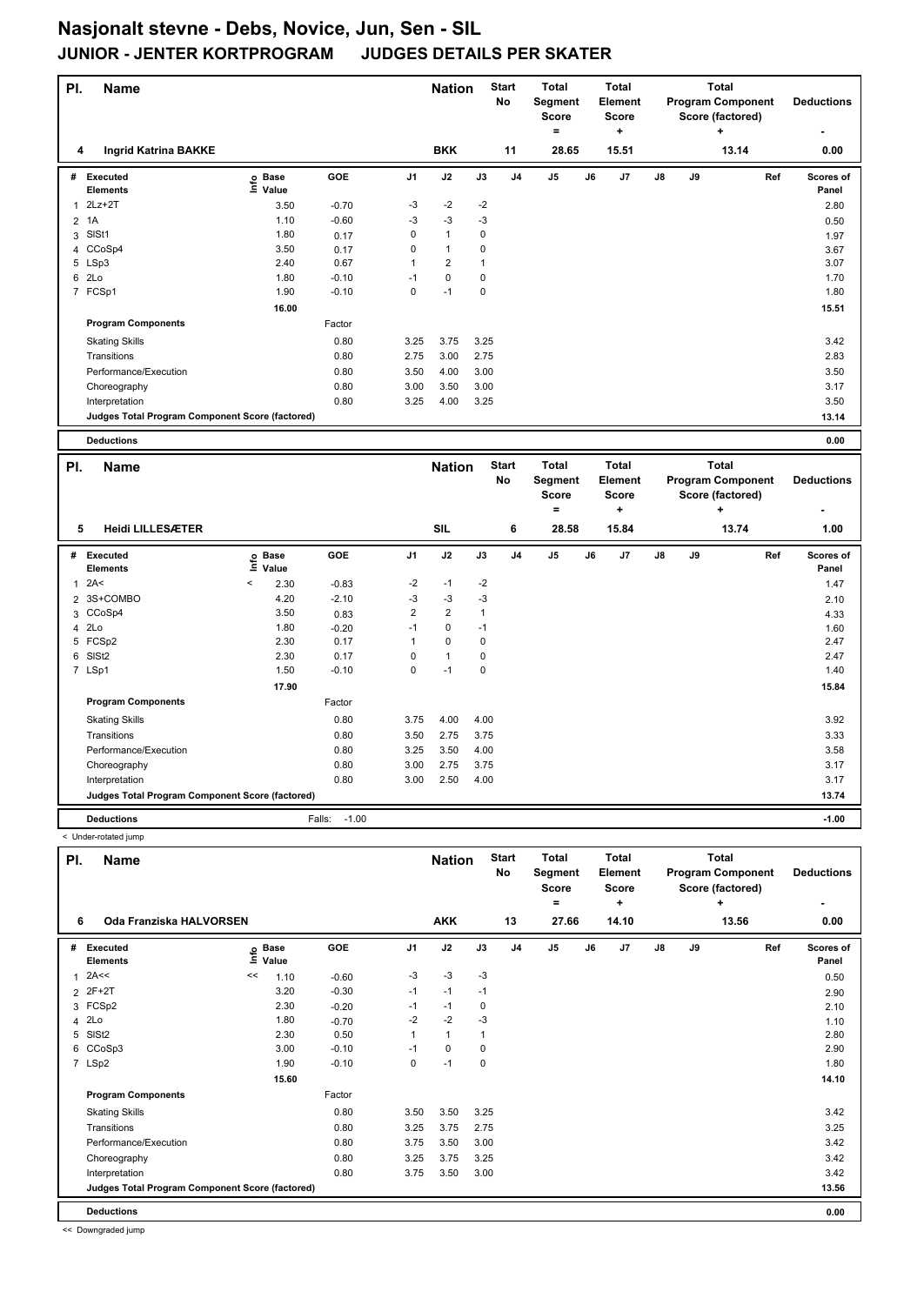# Nasjonalt stevne - Debs, Novice, Jun, Sen - SIL

## JUNIOR - JENTER KORTPROGRAM JUDGES DETAILS PER SKATER

| Pl. | Name | Nation | Start No | Total Segment Score = | Total Element Score + | Total Program Component Score (factored) + | Deductions - |
|---|---|---|---|---|---|---|---|
| 4 | Ingrid Katrina BAKKE | BKK | 11 | 28.65 | 15.51 | 13.14 | 0.00 |

| # | Executed Elements | Info | Base Value | GOE | J1 | J2 | J3 | J4 | J5 | J6 | J7 | J8 | J9 | Ref | Scores of Panel |
|---|---|---|---|---|---|---|---|---|---|---|---|---|---|---|---|
| 1 | 2Lz+2T | | 3.50 | -0.70 | -3 | -2 | -2 | | | | | | | | 2.80 |
| 2 | 1A | | 1.10 | -0.60 | -3 | -3 | -3 | | | | | | | | 0.50 |
| 3 | SlSt1 | | 1.80 | 0.17 | 0 | 1 | 0 | | | | | | | | 1.97 |
| 4 | CCoSp4 | | 3.50 | 0.17 | 0 | 1 | 0 | | | | | | | | 3.67 |
| 5 | LSp3 | | 2.40 | 0.67 | 1 | 2 | 1 | | | | | | | | 3.07 |
| 6 | 2Lo | | 1.80 | -0.10 | -1 | 0 | 0 | | | | | | | | 1.70 |
| 7 | FCSp1 | | 1.90 | -0.10 | 0 | -1 | 0 | | | | | | | | 1.80 |
| | | | 16.00 | | | | | | | | | | | | 15.51 |
| | **Program Components** | | | Factor | | | | | | | | | | | |
| | Skating Skills | | | 0.80 | 3.25 | 3.75 | 3.25 | | | | | | | | 3.42 |
| | Transitions | | | 0.80 | 2.75 | 3.00 | 2.75 | | | | | | | | 2.83 |
| | Performance/Execution | | | 0.80 | 3.50 | 4.00 | 3.00 | | | | | | | | 3.50 |
| | Choreography | | | 0.80 | 3.00 | 3.50 | 3.00 | | | | | | | | 3.17 |
| | Interpretation | | | 0.80 | 3.25 | 4.00 | 3.25 | | | | | | | | 3.50 |
| | **Judges Total Program Component Score (factored)** | | | | | | | | | | | | | | 13.14 |
| | **Deductions** | | | | | | | | | | | | | | 0.00 |

| Pl. | Name | Nation | Start No | Total Segment Score = | Total Element Score + | Total Program Component Score (factored) + | Deductions - |
|---|---|---|---|---|---|---|---|
| 5 | Heidi LILLESÆTER | SIL | 6 | 28.58 | 15.84 | 13.74 | 1.00 |

| # | Executed Elements | Info | Base Value | GOE | J1 | J2 | J3 | J4 | J5 | J6 | J7 | J8 | J9 | Ref | Scores of Panel |
|---|---|---|---|---|---|---|---|---|---|---|---|---|---|---|---|
| 1 | 2A< | < | 2.30 | -0.83 | -2 | -1 | -2 | | | | | | | | 1.47 |
| 2 | 3S+COMBO | | 4.20 | -2.10 | -3 | -3 | -3 | | | | | | | | 2.10 |
| 3 | CCoSp4 | | 3.50 | 0.83 | 2 | 2 | 1 | | | | | | | | 4.33 |
| 4 | 2Lo | | 1.80 | -0.20 | -1 | 0 | -1 | | | | | | | | 1.60 |
| 5 | FCSp2 | | 2.30 | 0.17 | 1 | 0 | 0 | | | | | | | | 2.47 |
| 6 | SlSt2 | | 2.30 | 0.17 | 0 | 1 | 0 | | | | | | | | 2.47 |
| 7 | LSp1 | | 1.50 | -0.10 | 0 | -1 | 0 | | | | | | | | 1.40 |
| | | | 17.90 | | | | | | | | | | | | 15.84 |
| | **Program Components** | | | Factor | | | | | | | | | | | |
| | Skating Skills | | | 0.80 | 3.75 | 4.00 | 4.00 | | | | | | | | 3.92 |
| | Transitions | | | 0.80 | 3.50 | 2.75 | 3.75 | | | | | | | | 3.33 |
| | Performance/Execution | | | 0.80 | 3.25 | 3.50 | 4.00 | | | | | | | | 3.58 |
| | Choreography | | | 0.80 | 3.00 | 2.75 | 3.75 | | | | | | | | 3.17 |
| | Interpretation | | | 0.80 | 3.00 | 2.50 | 4.00 | | | | | | | | 3.17 |
| | **Judges Total Program Component Score (factored)** | | | | | | | | | | | | | | 13.74 |
| | **Deductions** | | | Falls: -1.00 | | | | | | | | | | | -1.00 |

< Under-rotated jump

| Pl. | Name | Nation | Start No | Total Segment Score = | Total Element Score + | Total Program Component Score (factored) + | Deductions - |
|---|---|---|---|---|---|---|---|
| 6 | Oda Franziska HALVORSEN | AKK | 13 | 27.66 | 14.10 | 13.56 | 0.00 |

| # | Executed Elements | Info | Base Value | GOE | J1 | J2 | J3 | J4 | J5 | J6 | J7 | J8 | J9 | Ref | Scores of Panel |
|---|---|---|---|---|---|---|---|---|---|---|---|---|---|---|---|
| 1 | 2A<< | << | 1.10 | -0.60 | -3 | -3 | -3 | | | | | | | | 0.50 |
| 2 | 2F+2T | | 3.20 | -0.30 | -1 | -1 | -1 | | | | | | | | 2.90 |
| 3 | FCSp2 | | 2.30 | -0.20 | -1 | -1 | 0 | | | | | | | | 2.10 |
| 4 | 2Lo | | 1.80 | -0.70 | -2 | -2 | -3 | | | | | | | | 1.10 |
| 5 | SlSt2 | | 2.30 | 0.50 | 1 | 1 | 1 | | | | | | | | 2.80 |
| 6 | CCoSp3 | | 3.00 | -0.10 | -1 | 0 | 0 | | | | | | | | 2.90 |
| 7 | LSp2 | | 1.90 | -0.10 | 0 | -1 | 0 | | | | | | | | 1.80 |
| | | | 15.60 | | | | | | | | | | | | 14.10 |
| | **Program Components** | | | Factor | | | | | | | | | | | |
| | Skating Skills | | | 0.80 | 3.50 | 3.50 | 3.25 | | | | | | | | 3.42 |
| | Transitions | | | 0.80 | 3.25 | 3.75 | 2.75 | | | | | | | | 3.25 |
| | Performance/Execution | | | 0.80 | 3.75 | 3.50 | 3.00 | | | | | | | | 3.42 |
| | Choreography | | | 0.80 | 3.25 | 3.75 | 3.25 | | | | | | | | 3.42 |
| | Interpretation | | | 0.80 | 3.75 | 3.50 | 3.00 | | | | | | | | 3.42 |
| | **Judges Total Program Component Score (factored)** | | | | | | | | | | | | | | 13.56 |
| | **Deductions** | | | | | | | | | | | | | | 0.00 |

<< Downgraded jump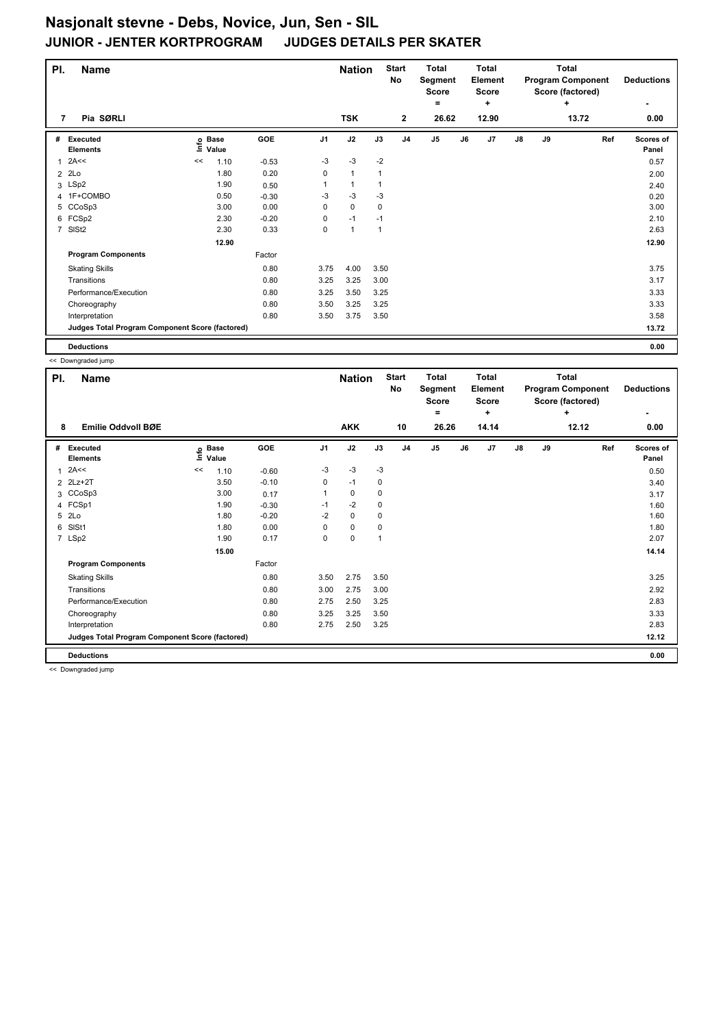# Nasjonalt stevne - Debs, Novice, Jun, Sen - SIL

## JUNIOR - JENTER KORTPROGRAM JUDGES DETAILS PER SKATER

| Pl. | Name | Nation | Start No | Total Segment Score = | Total Element Score + | Total Program Component Score (factored) + | Deductions - |
|---|---|---|---|---|---|---|---|
| 7 | Pia SØRLI | TSK | 2 | 26.62 | 12.90 | 13.72 | 0.00 |

| # | Executed Elements | Info | Base Value | GOE | J1 | J2 | J3 | J4 | J5 | J6 | J7 | J8 | J9 | Ref | Scores of Panel |
|---|---|---|---|---|---|---|---|---|---|---|---|---|---|---|---|
| 1 | 2A<< | << | 1.10 | -0.53 | -3 | -3 | -2 | | | | | | | | 0.57 |
| 2 | 2Lo | | 1.80 | 0.20 | 0 | 1 | 1 | | | | | | | | 2.00 |
| 3 | LSp2 | | 1.90 | 0.50 | 1 | 1 | 1 | | | | | | | | 2.40 |
| 4 | 1F+COMBO | | 0.50 | -0.30 | -3 | -3 | -3 | | | | | | | | 0.20 |
| 5 | CCoSp3 | | 3.00 | 0.00 | 0 | 0 | 0 | | | | | | | | 3.00 |
| 6 | FCSp2 | | 2.30 | -0.20 | 0 | -1 | -1 | | | | | | | | 2.10 |
| 7 | SlSt2 | | 2.30 | 0.33 | 0 | 1 | 1 | | | | | | | | 2.63 |
| | | | 12.90 | | | | | | | | | | | | 12.90 |
| | **Program Components** | | | Factor | | | | | | | | | | | |
| | Skating Skills | | | 0.80 | 3.75 | 4.00 | 3.50 | | | | | | | | 3.75 |
| | Transitions | | | 0.80 | 3.25 | 3.25 | 3.00 | | | | | | | | 3.17 |
| | Performance/Execution | | | 0.80 | 3.25 | 3.50 | 3.25 | | | | | | | | 3.33 |
| | Choreography | | | 0.80 | 3.50 | 3.25 | 3.25 | | | | | | | | 3.33 |
| | Interpretation | | | 0.80 | 3.50 | 3.75 | 3.50 | | | | | | | | 3.58 |
| | **Judges Total Program Component Score (factored)** | | | | | | | | | | | | | | 13.72 |
| | **Deductions** | | | | | | | | | | | | | | 0.00 |

<< Downgraded jump

| Pl. | Name | Nation | Start No | Total Segment Score = | Total Element Score + | Total Program Component Score (factored) + | Deductions - |
|---|---|---|---|---|---|---|---|
| 8 | Emilie Oddvoll BØE | AKK | 10 | 26.26 | 14.14 | 12.12 | 0.00 |

| # | Executed Elements | Info | Base Value | GOE | J1 | J2 | J3 | J4 | J5 | J6 | J7 | J8 | J9 | Ref | Scores of Panel |
|---|---|---|---|---|---|---|---|---|---|---|---|---|---|---|---|
| 1 | 2A<< | << | 1.10 | -0.60 | -3 | -3 | -3 | | | | | | | | 0.50 |
| 2 | 2Lz+2T | | 3.50 | -0.10 | 0 | -1 | 0 | | | | | | | | 3.40 |
| 3 | CCoSp3 | | 3.00 | 0.17 | 1 | 0 | 0 | | | | | | | | 3.17 |
| 4 | FCSp1 | | 1.90 | -0.30 | -1 | -2 | 0 | | | | | | | | 1.60 |
| 5 | 2Lo | | 1.80 | -0.20 | -2 | 0 | 0 | | | | | | | | 1.60 |
| 6 | SlSt1 | | 1.80 | 0.00 | 0 | 0 | 0 | | | | | | | | 1.80 |
| 7 | LSp2 | | 1.90 | 0.17 | 0 | 0 | 1 | | | | | | | | 2.07 |
| | | | 15.00 | | | | | | | | | | | | 14.14 |
| | **Program Components** | | | Factor | | | | | | | | | | | |
| | Skating Skills | | | 0.80 | 3.50 | 2.75 | 3.50 | | | | | | | | 3.25 |
| | Transitions | | | 0.80 | 3.00 | 2.75 | 3.00 | | | | | | | | 2.92 |
| | Performance/Execution | | | 0.80 | 2.75 | 2.50 | 3.25 | | | | | | | | 2.83 |
| | Choreography | | | 0.80 | 3.25 | 3.25 | 3.50 | | | | | | | | 3.33 |
| | Interpretation | | | 0.80 | 2.75 | 2.50 | 3.25 | | | | | | | | 2.83 |
| | **Judges Total Program Component Score (factored)** | | | | | | | | | | | | | | 12.12 |
| | **Deductions** | | | | | | | | | | | | | | 0.00 |

<< Downgraded jump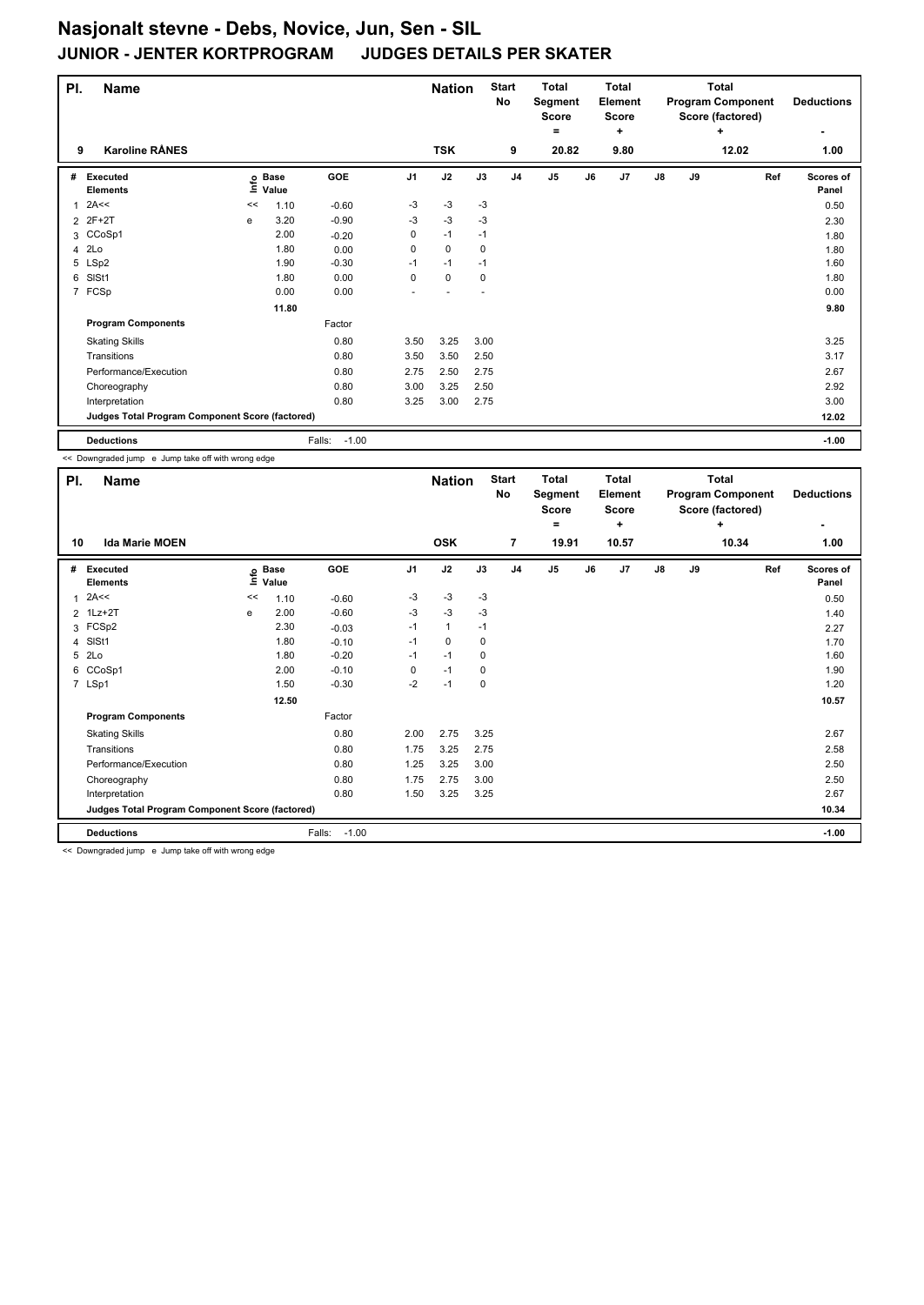# Nasjonalt stevne - Debs, Novice, Jun, Sen - SIL

## JUNIOR - JENTER KORTPROGRAM JUDGES DETAILS PER SKATER

| Pl. | Name | Nation | Start No | Total Segment Score = | Total Element Score + | Total Program Component Score (factored) + | Deductions - |
|---|---|---|---|---|---|---|---|
| 9 | Karoline RÅNES | TSK | 9 | 20.82 | 9.80 | 12.02 | 1.00 |

| # | Executed Elements | Info | Base Value | GOE | J1 | J2 | J3 | J4 | J5 | J6 | J7 | J8 | J9 | Ref | Scores of Panel |
|---|---|---|---|---|---|---|---|---|---|---|---|---|---|---|---|
| 1 | 2A<< | << | 1.10 | -0.60 | -3 | -3 | -3 | | | | | | | | 0.50 |
| 2 | 2F+2T | e | 3.20 | -0.90 | -3 | -3 | -3 | | | | | | | | 2.30 |
| 3 | CCoSp1 | | 2.00 | -0.20 | 0 | -1 | -1 | | | | | | | | 1.80 |
| 4 | 2Lo | | 1.80 | 0.00 | 0 | 0 | 0 | | | | | | | | 1.80 |
| 5 | LSp2 | | 1.90 | -0.30 | -1 | -1 | -1 | | | | | | | | 1.60 |
| 6 | SlSt1 | | 1.80 | 0.00 | 0 | 0 | 0 | | | | | | | | 1.80 |
| 7 | FCSp | | 0.00 | 0.00 | - | - | - | | | | | | | | 0.00 |
| | | | 11.80 | | | | | | | | | | | | 9.80 |
| | **Program Components** | | | Factor | | | | | | | | | | | |
| | Skating Skills | | | 0.80 | 3.50 | 3.25 | 3.00 | | | | | | | | 3.25 |
| | Transitions | | | 0.80 | 3.50 | 3.50 | 2.50 | | | | | | | | 3.17 |
| | Performance/Execution | | | 0.80 | 2.75 | 2.50 | 2.75 | | | | | | | | 2.67 |
| | Choreography | | | 0.80 | 3.00 | 3.25 | 2.50 | | | | | | | | 2.92 |
| | Interpretation | | | 0.80 | 3.25 | 3.00 | 2.75 | | | | | | | | 3.00 |
| | **Judges Total Program Component Score (factored)** | | | | | | | | | | | | | | 12.02 |
| | **Deductions** | | | Falls: -1.00 | | | | | | | | | | | -1.00 |

<< Downgraded jump e Jump take off with wrong edge

| Pl. | Name | Nation | Start No | Total Segment Score = | Total Element Score + | Total Program Component Score (factored) + | Deductions - |
|---|---|---|---|---|---|---|---|
| 10 | Ida Marie MOEN | OSK | 7 | 19.91 | 10.57 | 10.34 | 1.00 |

| # | Executed Elements | Info | Base Value | GOE | J1 | J2 | J3 | J4 | J5 | J6 | J7 | J8 | J9 | Ref | Scores of Panel |
|---|---|---|---|---|---|---|---|---|---|---|---|---|---|---|---|
| 1 | 2A<< | << | 1.10 | -0.60 | -3 | -3 | -3 | | | | | | | | 0.50 |
| 2 | 1Lz+2T | e | 2.00 | -0.60 | -3 | -3 | -3 | | | | | | | | 1.40 |
| 3 | FCSp2 | | 2.30 | -0.03 | -1 | 1 | -1 | | | | | | | | 2.27 |
| 4 | SlSt1 | | 1.80 | -0.10 | -1 | 0 | 0 | | | | | | | | 1.70 |
| 5 | 2Lo | | 1.80 | -0.20 | -1 | -1 | 0 | | | | | | | | 1.60 |
| 6 | CCoSp1 | | 2.00 | -0.10 | 0 | -1 | 0 | | | | | | | | 1.90 |
| 7 | LSp1 | | 1.50 | -0.30 | -2 | -1 | 0 | | | | | | | | 1.20 |
| | | | 12.50 | | | | | | | | | | | | 10.57 |
| | **Program Components** | | | Factor | | | | | | | | | | | |
| | Skating Skills | | | 0.80 | 2.00 | 2.75 | 3.25 | | | | | | | | 2.67 |
| | Transitions | | | 0.80 | 1.75 | 3.25 | 2.75 | | | | | | | | 2.58 |
| | Performance/Execution | | | 0.80 | 1.25 | 3.25 | 3.00 | | | | | | | | 2.50 |
| | Choreography | | | 0.80 | 1.75 | 2.75 | 3.00 | | | | | | | | 2.50 |
| | Interpretation | | | 0.80 | 1.50 | 3.25 | 3.25 | | | | | | | | 2.67 |
| | **Judges Total Program Component Score (factored)** | | | | | | | | | | | | | | 10.34 |
| | **Deductions** | | | Falls: -1.00 | | | | | | | | | | | -1.00 |

<< Downgraded jump e Jump take off with wrong edge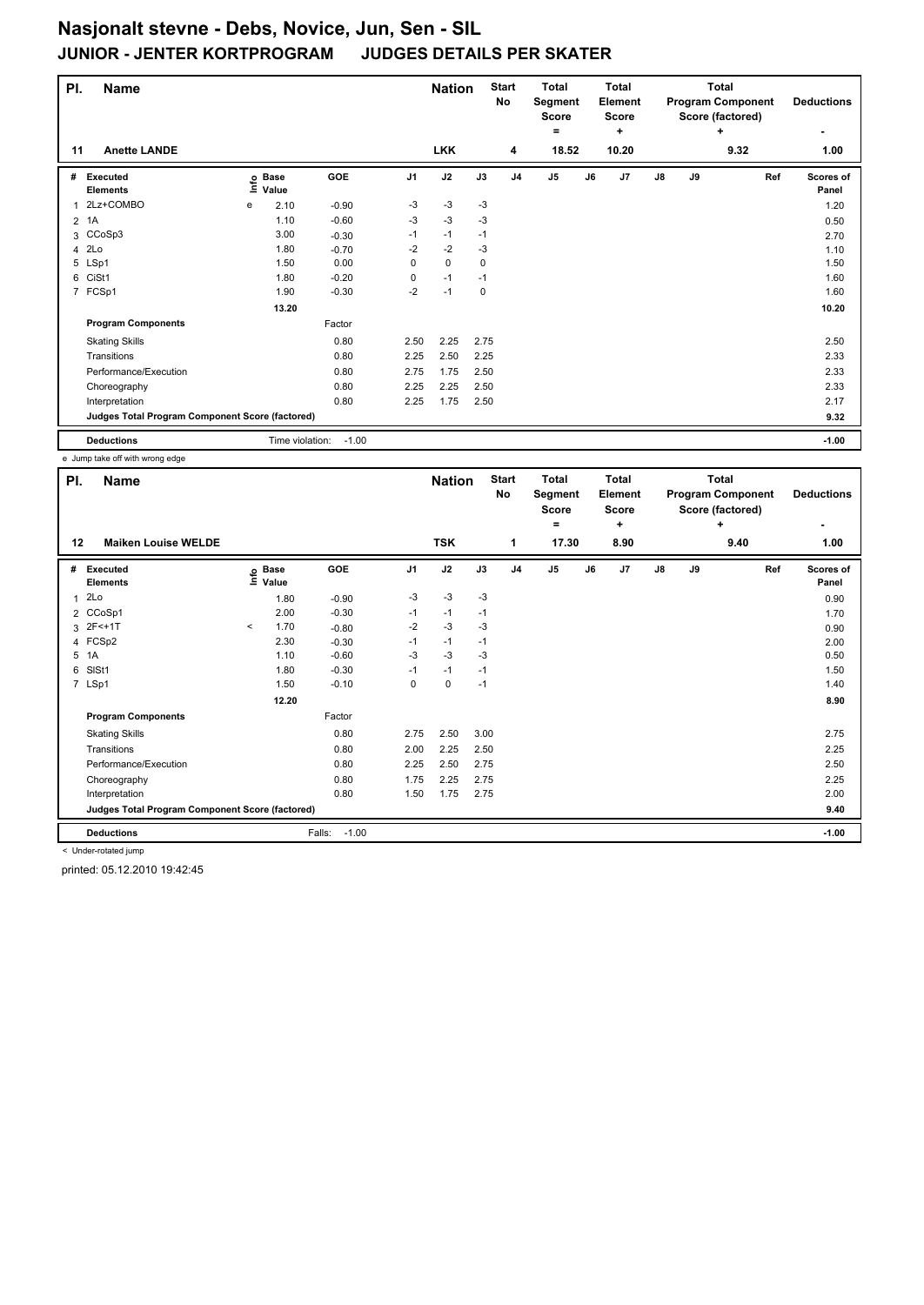# Nasjonalt stevne - Debs, Novice, Jun, Sen - SIL

## JUNIOR - JENTER KORTPROGRAM JUDGES DETAILS PER SKATER

| Pl. | Name | Nation | Start No | Total Segment Score = | Total Element Score + | Total Program Component Score (factored) + | Deductions - |
|---|---|---|---|---|---|---|---|
| 11 | Anette LANDE | LKK | 4 | 18.52 | 10.20 | 9.32 | 1.00 |

| # | Executed Elements | Info | Base Value | GOE | J1 | J2 | J3 | J4 | J5 | J6 | J7 | J8 | J9 | Ref | Scores of Panel |
|---|---|---|---|---|---|---|---|---|---|---|---|---|---|---|---|
| 1 | 2Lz+COMBO | e | 2.10 | -0.90 | -3 | -3 | -3 | | | | | | | | 1.20 |
| 2 | 1A | | 1.10 | -0.60 | -3 | -3 | -3 | | | | | | | | 0.50 |
| 3 | CCoSp3 | | 3.00 | -0.30 | -1 | -1 | -1 | | | | | | | | 2.70 |
| 4 | 2Lo | | 1.80 | -0.70 | -2 | -2 | -3 | | | | | | | | 1.10 |
| 5 | LSp1 | | 1.50 | 0.00 | 0 | 0 | 0 | | | | | | | | 1.50 |
| 6 | CiSt1 | | 1.80 | -0.20 | 0 | -1 | -1 | | | | | | | | 1.60 |
| 7 | FCSp1 | | 1.90 | -0.30 | -2 | -1 | 0 | | | | | | | | 1.60 |
| | | | 13.20 | | | | | | | | | | | | 10.20 |
| | **Program Components** | | | Factor | | | | | | | | | | | |
| | Skating Skills | | | 0.80 | 2.50 | 2.25 | 2.75 | | | | | | | | 2.50 |
| | Transitions | | | 0.80 | 2.25 | 2.50 | 2.25 | | | | | | | | 2.33 |
| | Performance/Execution | | | 0.80 | 2.75 | 1.75 | 2.50 | | | | | | | | 2.33 |
| | Choreography | | | 0.80 | 2.25 | 2.25 | 2.50 | | | | | | | | 2.33 |
| | Interpretation | | | 0.80 | 2.25 | 1.75 | 2.50 | | | | | | | | 2.17 |
| | **Judges Total Program Component Score (factored)** | | | | | | | | | | | | | | 9.32 |
| | **Deductions** | | Time violation: | -1.00 | | | | | | | | | | | -1.00 |

e Jump take off with wrong edge

| Pl. | Name | Nation | Start No | Total Segment Score = | Total Element Score + | Total Program Component Score (factored) + | Deductions - |
|---|---|---|---|---|---|---|---|
| 12 | Maiken Louise WELDE | TSK | 1 | 17.30 | 8.90 | 9.40 | 1.00 |

| # | Executed Elements | Info | Base Value | GOE | J1 | J2 | J3 | J4 | J5 | J6 | J7 | J8 | J9 | Ref | Scores of Panel |
|---|---|---|---|---|---|---|---|---|---|---|---|---|---|---|---|
| 1 | 2Lo | | 1.80 | -0.90 | -3 | -3 | -3 | | | | | | | | 0.90 |
| 2 | CCoSp1 | | 2.00 | -0.30 | -1 | -1 | -1 | | | | | | | | 1.70 |
| 3 | 2F<+1T | < | 1.70 | -0.80 | -2 | -3 | -3 | | | | | | | | 0.90 |
| 4 | FCSp2 | | 2.30 | -0.30 | -1 | -1 | -1 | | | | | | | | 2.00 |
| 5 | 1A | | 1.10 | -0.60 | -3 | -3 | -3 | | | | | | | | 0.50 |
| 6 | SlSt1 | | 1.80 | -0.30 | -1 | -1 | -1 | | | | | | | | 1.50 |
| 7 | LSp1 | | 1.50 | -0.10 | 0 | 0 | -1 | | | | | | | | 1.40 |
| | | | 12.20 | | | | | | | | | | | | 8.90 |
| | **Program Components** | | | Factor | | | | | | | | | | | |
| | Skating Skills | | | 0.80 | 2.75 | 2.50 | 3.00 | | | | | | | | 2.75 |
| | Transitions | | | 0.80 | 2.00 | 2.25 | 2.50 | | | | | | | | 2.25 |
| | Performance/Execution | | | 0.80 | 2.25 | 2.50 | 2.75 | | | | | | | | 2.50 |
| | Choreography | | | 0.80 | 1.75 | 2.25 | 2.75 | | | | | | | | 2.25 |
| | Interpretation | | | 0.80 | 1.50 | 1.75 | 2.75 | | | | | | | | 2.00 |
| | **Judges Total Program Component Score (factored)** | | | | | | | | | | | | | | 9.40 |
| | **Deductions** | | Falls: | -1.00 | | | | | | | | | | | -1.00 |

< Under-rotated jump

printed: 05.12.2010 19:42:45